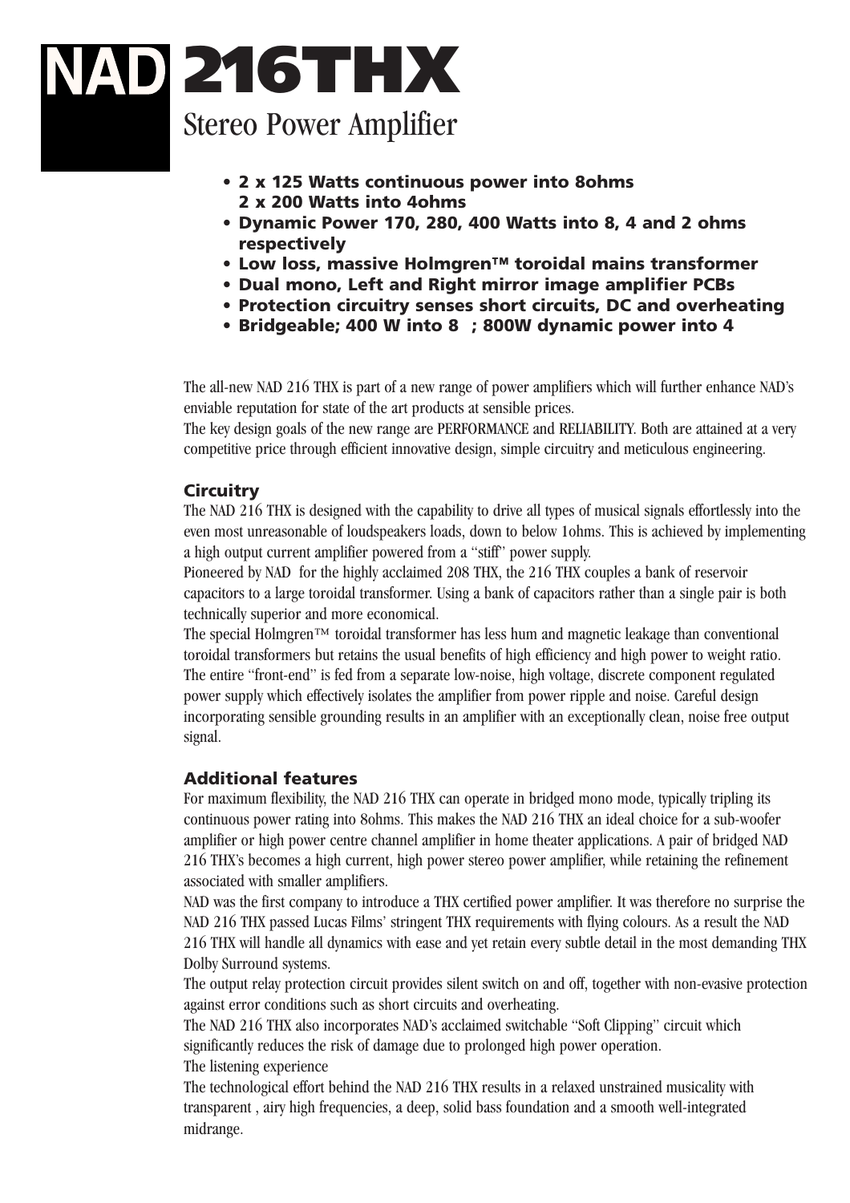# NAD 216THX

## Stereo Power Amplifier

- **2 x 125 Watts continuous power into 8ohms**
  **2 x 200 Watts into 4ohms**
- **Dynamic Power 170, 280, 400 Watts into 8, 4 and 2 ohms respectively**
- **Low loss, massive Holmgren™ toroidal mains transformer**
- **Dual mono, Left and Right mirror image amplifier PCBs**
- **Protection circuitry senses short circuits, DC and overheating**
- **Bridgeable; 400 W into 8  ; 800W dynamic power into 4**

The all-new NAD 216 THX is part of a new range of power amplifiers which will further enhance NAD's enviable reputation for state of the art products at sensible prices.
The key design goals of the new range are PERFORMANCE and RELIABILITY. Both are attained at a very competitive price through efficient innovative design, simple circuitry and meticulous engineering.

### Circuitry

The NAD 216 THX is designed with the capability to drive all types of musical signals effortlessly into the even most unreasonable of loudspeakers loads, down to below 1ohms. This is achieved by implementing a high output current amplifier powered from a "stiff" power supply.
Pioneered by NAD for the highly acclaimed 208 THX, the 216 THX couples a bank of reservoir capacitors to a large toroidal transformer. Using a bank of capacitors rather than a single pair is both technically superior and more economical.
The special Holmgren™ toroidal transformer has less hum and magnetic leakage than conventional toroidal transformers but retains the usual benefits of high efficiency and high power to weight ratio.
The entire "front-end" is fed from a separate low-noise, high voltage, discrete component regulated power supply which effectively isolates the amplifier from power ripple and noise. Careful design incorporating sensible grounding results in an amplifier with an exceptionally clean, noise free output signal.

### Additional features

For maximum flexibility, the NAD 216 THX can operate in bridged mono mode, typically tripling its continuous power rating into 8ohms. This makes the NAD 216 THX an ideal choice for a sub-woofer amplifier or high power centre channel amplifier in home theater applications. A pair of bridged NAD 216 THX's becomes a high current, high power stereo power amplifier, while retaining the refinement associated with smaller amplifiers.
NAD was the first company to introduce a THX certified power amplifier. It was therefore no surprise the NAD 216 THX passed Lucas Films' stringent THX requirements with flying colours. As a result the NAD 216 THX will handle all dynamics with ease and yet retain every subtle detail in the most demanding THX Dolby Surround systems.
The output relay protection circuit provides silent switch on and off, together with non-evasive protection against error conditions such as short circuits and overheating.
The NAD 216 THX also incorporates NAD's acclaimed switchable "Soft Clipping" circuit which significantly reduces the risk of damage due to prolonged high power operation.
The listening experience
The technological effort behind the NAD 216 THX results in a relaxed unstrained musicality with transparent , airy high frequencies, a deep, solid bass foundation and a smooth well-integrated midrange.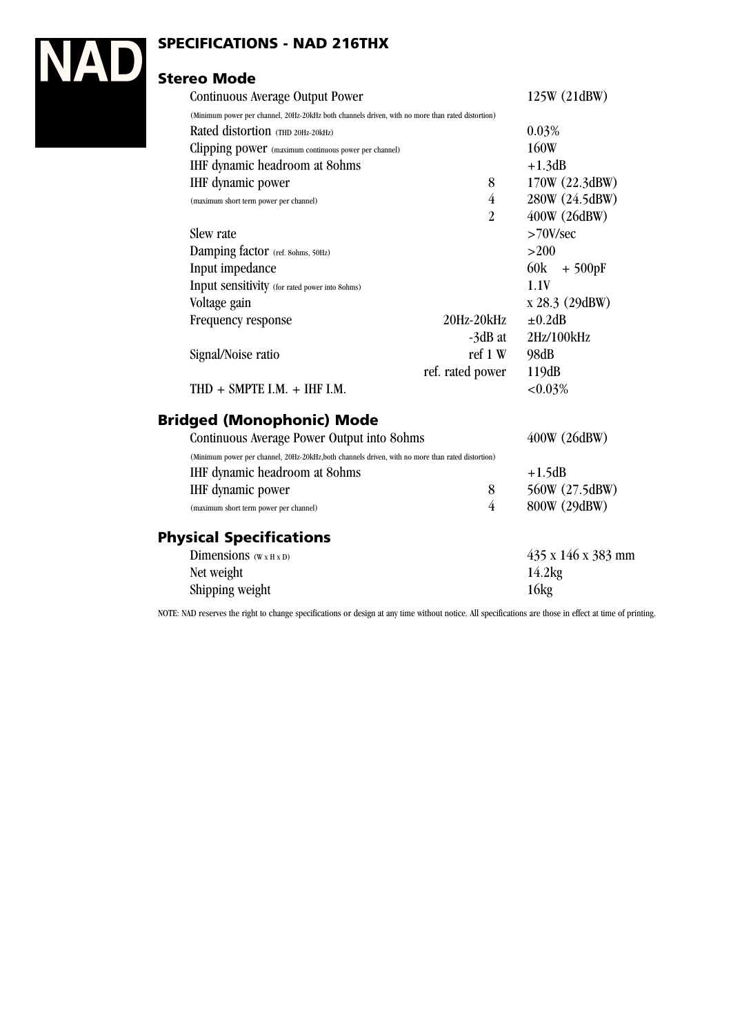NAD

## SPECIFICATIONS - NAD 216THX

### Stereo Mode

| | | |
|---|---|---|
| Continuous Average Output Power (Minimum power per channel, 20Hz-20kHz both channels driven, with no more than rated distortion) | | 125W (21dBW) |
| Rated distortion (THD 20Hz-20kHz) | | 0.03% |
| Clipping power (maximum continuous power per channel) | | 160W |
| IHF dynamic headroom at 8ohms | | +1.3dB |
| IHF dynamic power (maximum short term power per channel) | 8 | 170W (22.3dBW) |
| | 4 | 280W (24.5dBW) |
| | 2 | 400W (26dBW) |
| Slew rate | | >70V/sec |
| Damping factor (ref. 8ohms, 50Hz) | | >200 |
| Input impedance | | 60k + 500pF |
| Input sensitivity (for rated power into 8ohms) | | 1.1V |
| Voltage gain | | x 28.3 (29dBW) |
| Frequency response | 20Hz-20kHz | ±0.2dB |
| | -3dB at | 2Hz/100kHz |
| Signal/Noise ratio | ref 1 W | 98dB |
| | ref. rated power | 119dB |
| THD + SMPTE I.M. + IHF I.M. | | <0.03% |

### Bridged (Monophonic) Mode

| | | |
|---|---|---|
| Continuous Average Power Output into 8ohms (Minimum power per channel, 20Hz-20kHz,both channels driven, with no more than rated distortion) | | 400W (26dBW) |
| IHF dynamic headroom at 8ohms | | +1.5dB |
| IHF dynamic power (maximum short term power per channel) | 8 | 560W (27.5dBW) |
| | 4 | 800W (29dBW) |

### Physical Specifications

| | |
|---|---|
| Dimensions (W x H x D) | 435 x 146 x 383 mm |
| Net weight | 14.2kg |
| Shipping weight | 16kg |

NOTE: NAD reserves the right to change specifications or design at any time without notice. All specifications are those in effect at time of printing.